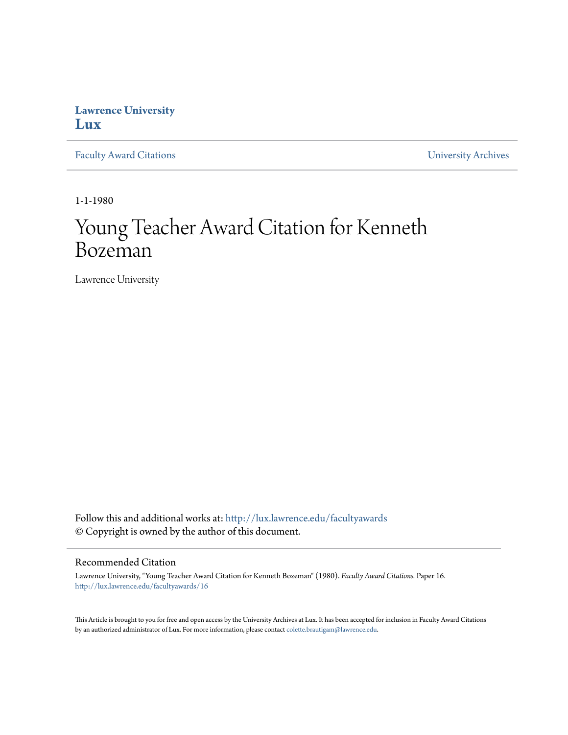**Lawrence University**
**Lux**

Faculty Award Citations | University Archives

1-1-1980

# Young Teacher Award Citation for Kenneth Bozeman

Lawrence University

Follow this and additional works at: http://lux.lawrence.edu/facultyawards
© Copyright is owned by the author of this document.

## Recommended Citation

Lawrence University, "Young Teacher Award Citation for Kenneth Bozeman" (1980). *Faculty Award Citations.* Paper 16.
http://lux.lawrence.edu/facultyawards/16

This Article is brought to you for free and open access by the University Archives at Lux. It has been accepted for inclusion in Faculty Award Citations by an authorized administrator of Lux. For more information, please contact colette.brautigam@lawrence.edu.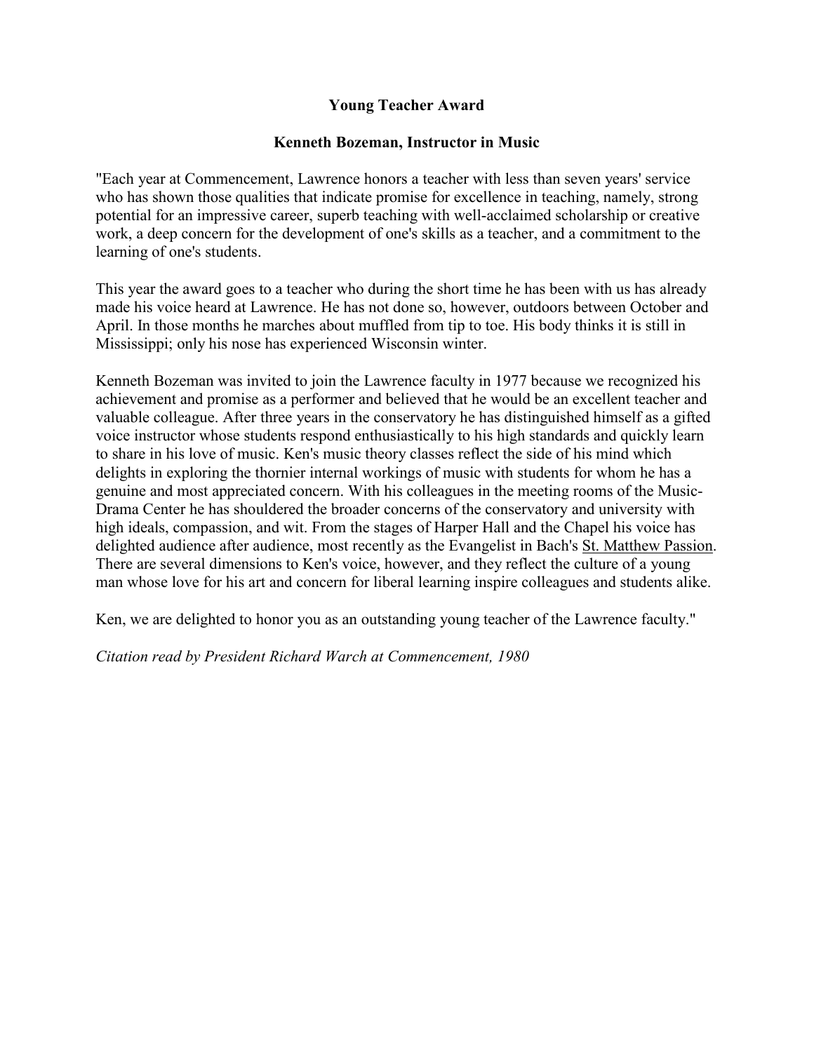**Young Teacher Award**

**Kenneth Bozeman, Instructor in Music**

"Each year at Commencement, Lawrence honors a teacher with less than seven years' service who has shown those qualities that indicate promise for excellence in teaching, namely, strong potential for an impressive career, superb teaching with well-acclaimed scholarship or creative work, a deep concern for the development of one's skills as a teacher, and a commitment to the learning of one's students.

This year the award goes to a teacher who during the short time he has been with us has already made his voice heard at Lawrence. He has not done so, however, outdoors between October and April. In those months he marches about muffled from tip to toe. His body thinks it is still in Mississippi; only his nose has experienced Wisconsin winter.

Kenneth Bozeman was invited to join the Lawrence faculty in 1977 because we recognized his achievement and promise as a performer and believed that he would be an excellent teacher and valuable colleague. After three years in the conservatory he has distinguished himself as a gifted voice instructor whose students respond enthusiastically to his high standards and quickly learn to share in his love of music. Ken's music theory classes reflect the side of his mind which delights in exploring the thornier internal workings of music with students for whom he has a genuine and most appreciated concern. With his colleagues in the meeting rooms of the Music-Drama Center he has shouldered the broader concerns of the conservatory and university with high ideals, compassion, and wit. From the stages of Harper Hall and the Chapel his voice has delighted audience after audience, most recently as the Evangelist in Bach's St. Matthew Passion. There are several dimensions to Ken's voice, however, and they reflect the culture of a young man whose love for his art and concern for liberal learning inspire colleagues and students alike.

Ken, we are delighted to honor you as an outstanding young teacher of the Lawrence faculty."

*Citation read by President Richard Warch at Commencement, 1980*